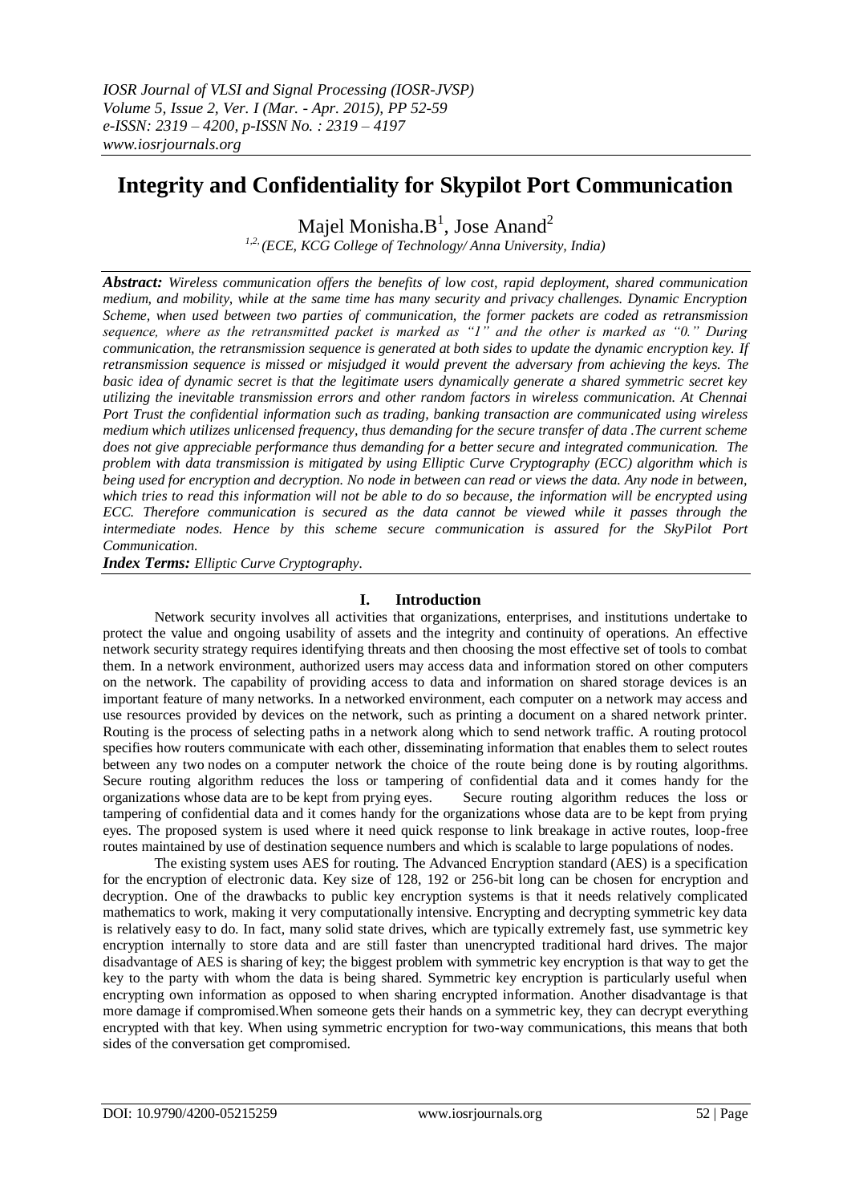# Integrity and Confidentiality for Skypilot Port Communication

Majel Monisha.B[1], Jose Anand[2]

[1,2,] (ECE, KCG College of Technology/ Anna University, India)

***Abstract:*** *Wireless communication offers the benefits of low cost, rapid deployment, shared communication medium, and mobility, while at the same time has many security and privacy challenges. Dynamic Encryption Scheme, when used between two parties of communication, the former packets are coded as retransmission sequence, where as the retransmitted packet is marked as "1" and the other is marked as "0." During communication, the retransmission sequence is generated at both sides to update the dynamic encryption key. If retransmission sequence is missed or misjudged it would prevent the adversary from achieving the keys. The basic idea of dynamic secret is that the legitimate users dynamically generate a shared symmetric secret key utilizing the inevitable transmission errors and other random factors in wireless communication. At Chennai Port Trust the confidential information such as trading, banking transaction are communicated using wireless medium which utilizes unlicensed frequency, thus demanding for the secure transfer of data .The current scheme does not give appreciable performance thus demanding for a better secure and integrated communication. The problem with data transmission is mitigated by using Elliptic Curve Cryptography (ECC) algorithm which is being used for encryption and decryption. No node in between can read or views the data. Any node in between, which tries to read this information will not be able to do so because, the information will be encrypted using ECC. Therefore communication is secured as the data cannot be viewed while it passes through the intermediate nodes. Hence by this scheme secure communication is assured for the SkyPilot Port Communication.*

***Index Terms:*** *Elliptic Curve Cryptography.*

## I. Introduction

Network security involves all activities that organizations, enterprises, and institutions undertake to protect the value and ongoing usability of assets and the integrity and continuity of operations. An effective network security strategy requires identifying threats and then choosing the most effective set of tools to combat them. In a network environment, authorized users may access data and information stored on other computers on the network. The capability of providing access to data and information on shared storage devices is an important feature of many networks. In a networked environment, each computer on a network may access and use resources provided by devices on the network, such as printing a document on a shared network printer. Routing is the process of selecting paths in a network along which to send network traffic. A routing protocol specifies how routers communicate with each other, disseminating information that enables them to select routes between any two nodes on a computer network the choice of the route being done is by routing algorithms. Secure routing algorithm reduces the loss or tampering of confidential data and it comes handy for the organizations whose data are to be kept from prying eyes. Secure routing algorithm reduces the loss or tampering of confidential data and it comes handy for the organizations whose data are to be kept from prying eyes. The proposed system is used where it need quick response to link breakage in active routes, loop-free routes maintained by use of destination sequence numbers and which is scalable to large populations of nodes.

The existing system uses AES for routing. The Advanced Encryption standard (AES) is a specification for the encryption of electronic data. Key size of 128, 192 or 256-bit long can be chosen for encryption and decryption. One of the drawbacks to public key encryption systems is that it needs relatively complicated mathematics to work, making it very computationally intensive. Encrypting and decrypting symmetric key data is relatively easy to do. In fact, many solid state drives, which are typically extremely fast, use symmetric key encryption internally to store data and are still faster than unencrypted traditional hard drives. The major disadvantage of AES is sharing of key; the biggest problem with symmetric key encryption is that way to get the key to the party with whom the data is being shared. Symmetric key encryption is particularly useful when encrypting own information as opposed to when sharing encrypted information. Another disadvantage is that more damage if compromised.When someone gets their hands on a symmetric key, they can decrypt everything encrypted with that key. When using symmetric encryption for two-way communications, this means that both sides of the conversation get compromised.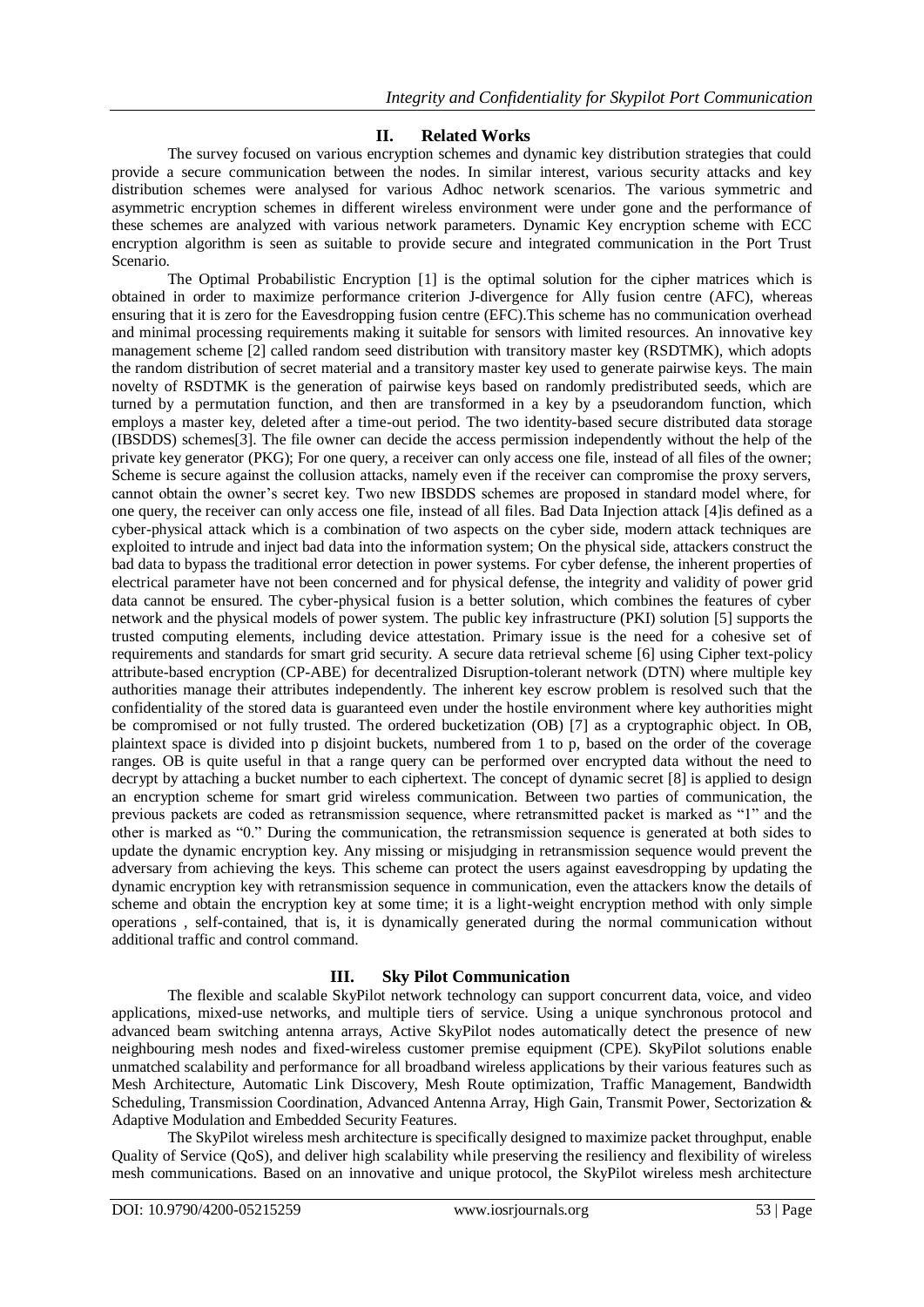## II. Related Works

The survey focused on various encryption schemes and dynamic key distribution strategies that could provide a secure communication between the nodes. In similar interest, various security attacks and key distribution schemes were analysed for various Adhoc network scenarios. The various symmetric and asymmetric encryption schemes in different wireless environment were under gone and the performance of these schemes are analyzed with various network parameters. Dynamic Key encryption scheme with ECC encryption algorithm is seen as suitable to provide secure and integrated communication in the Port Trust Scenario.

The Optimal Probabilistic Encryption [1] is the optimal solution for the cipher matrices which is obtained in order to maximize performance criterion J-divergence for Ally fusion centre (AFC), whereas ensuring that it is zero for the Eavesdropping fusion centre (EFC).This scheme has no communication overhead and minimal processing requirements making it suitable for sensors with limited resources. An innovative key management scheme [2] called random seed distribution with transitory master key (RSDTMK), which adopts the random distribution of secret material and a transitory master key used to generate pairwise keys. The main novelty of RSDTMK is the generation of pairwise keys based on randomly predistributed seeds, which are turned by a permutation function, and then are transformed in a key by a pseudorandom function, which employs a master key, deleted after a time-out period. The two identity-based secure distributed data storage (IBSDDS) schemes[3]. The file owner can decide the access permission independently without the help of the private key generator (PKG); For one query, a receiver can only access one file, instead of all files of the owner; Scheme is secure against the collusion attacks, namely even if the receiver can compromise the proxy servers, cannot obtain the owner's secret key. Two new IBSDDS schemes are proposed in standard model where, for one query, the receiver can only access one file, instead of all files. Bad Data Injection attack [4]is defined as a cyber-physical attack which is a combination of two aspects on the cyber side, modern attack techniques are exploited to intrude and inject bad data into the information system; On the physical side, attackers construct the bad data to bypass the traditional error detection in power systems. For cyber defense, the inherent properties of electrical parameter have not been concerned and for physical defense, the integrity and validity of power grid data cannot be ensured. The cyber-physical fusion is a better solution, which combines the features of cyber network and the physical models of power system. The public key infrastructure (PKI) solution [5] supports the trusted computing elements, including device attestation. Primary issue is the need for a cohesive set of requirements and standards for smart grid security. A secure data retrieval scheme [6] using Cipher text-policy attribute-based encryption (CP-ABE) for decentralized Disruption-tolerant network (DTN) where multiple key authorities manage their attributes independently. The inherent key escrow problem is resolved such that the confidentiality of the stored data is guaranteed even under the hostile environment where key authorities might be compromised or not fully trusted. The ordered bucketization (OB) [7] as a cryptographic object. In OB, plaintext space is divided into p disjoint buckets, numbered from 1 to p, based on the order of the coverage ranges. OB is quite useful in that a range query can be performed over encrypted data without the need to decrypt by attaching a bucket number to each ciphertext. The concept of dynamic secret [8] is applied to design an encryption scheme for smart grid wireless communication. Between two parties of communication, the previous packets are coded as retransmission sequence, where retransmitted packet is marked as "1" and the other is marked as "0." During the communication, the retransmission sequence is generated at both sides to update the dynamic encryption key. Any missing or misjudging in retransmission sequence would prevent the adversary from achieving the keys. This scheme can protect the users against eavesdropping by updating the dynamic encryption key with retransmission sequence in communication, even the attackers know the details of scheme and obtain the encryption key at some time; it is a light-weight encryption method with only simple operations , self-contained, that is, it is dynamically generated during the normal communication without additional traffic and control command.

## III. Sky Pilot Communication

The flexible and scalable SkyPilot network technology can support concurrent data, voice, and video applications, mixed-use networks, and multiple tiers of service. Using a unique synchronous protocol and advanced beam switching antenna arrays, Active SkyPilot nodes automatically detect the presence of new neighbouring mesh nodes and fixed-wireless customer premise equipment (CPE). SkyPilot solutions enable unmatched scalability and performance for all broadband wireless applications by their various features such as Mesh Architecture, Automatic Link Discovery, Mesh Route optimization, Traffic Management, Bandwidth Scheduling, Transmission Coordination, Advanced Antenna Array, High Gain, Transmit Power, Sectorization & Adaptive Modulation and Embedded Security Features.

The SkyPilot wireless mesh architecture is specifically designed to maximize packet throughput, enable Quality of Service (QoS), and deliver high scalability while preserving the resiliency and flexibility of wireless mesh communications. Based on an innovative and unique protocol, the SkyPilot wireless mesh architecture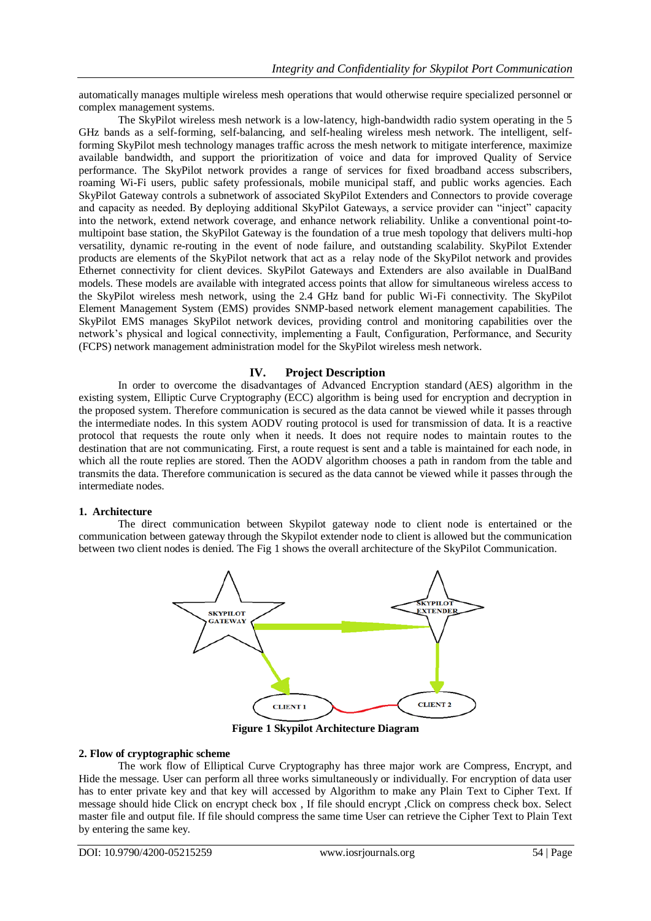automatically manages multiple wireless mesh operations that would otherwise require specialized personnel or complex management systems.

The SkyPilot wireless mesh network is a low-latency, high-bandwidth radio system operating in the 5 GHz bands as a self-forming, self-balancing, and self-healing wireless mesh network. The intelligent, self-forming SkyPilot mesh technology manages traffic across the mesh network to mitigate interference, maximize available bandwidth, and support the prioritization of voice and data for improved Quality of Service performance. The SkyPilot network provides a range of services for fixed broadband access subscribers, roaming Wi-Fi users, public safety professionals, mobile municipal staff, and public works agencies. Each SkyPilot Gateway controls a subnetwork of associated SkyPilot Extenders and Connectors to provide coverage and capacity as needed. By deploying additional SkyPilot Gateways, a service provider can "inject" capacity into the network, extend network coverage, and enhance network reliability. Unlike a conventional point-to-multipoint base station, the SkyPilot Gateway is the foundation of a true mesh topology that delivers multi-hop versatility, dynamic re-routing in the event of node failure, and outstanding scalability. SkyPilot Extender products are elements of the SkyPilot network that act as a relay node of the SkyPilot network and provides Ethernet connectivity for client devices. SkyPilot Gateways and Extenders are also available in DualBand models. These models are available with integrated access points that allow for simultaneous wireless access to the SkyPilot wireless mesh network, using the 2.4 GHz band for public Wi-Fi connectivity. The SkyPilot Element Management System (EMS) provides SNMP-based network element management capabilities. The SkyPilot EMS manages SkyPilot network devices, providing control and monitoring capabilities over the network's physical and logical connectivity, implementing a Fault, Configuration, Performance, and Security (FCPS) network management administration model for the SkyPilot wireless mesh network.

## IV. Project Description

In order to overcome the disadvantages of Advanced Encryption standard (AES) algorithm in the existing system, Elliptic Curve Cryptography (ECC) algorithm is being used for encryption and decryption in the proposed system. Therefore communication is secured as the data cannot be viewed while it passes through the intermediate nodes. In this system AODV routing protocol is used for transmission of data. It is a reactive protocol that requests the route only when it needs. It does not require nodes to maintain routes to the destination that are not communicating. First, a route request is sent and a table is maintained for each node, in which all the route replies are stored. Then the AODV algorithm chooses a path in random from the table and transmits the data. Therefore communication is secured as the data cannot be viewed while it passes through the intermediate nodes.

### 1. Architecture

The direct communication between Skypilot gateway node to client node is entertained or the communication between gateway through the Skypilot extender node to client is allowed but the communication between two client nodes is denied. The Fig 1 shows the overall architecture of the SkyPilot Communication.

**Figure 1 Skypilot Architecture Diagram**

### 2. Flow of cryptographic scheme

The work flow of Elliptical Curve Cryptography has three major work are Compress, Encrypt, and Hide the message. User can perform all three works simultaneously or individually. For encryption of data user has to enter private key and that key will accessed by Algorithm to make any Plain Text to Cipher Text. If message should hide Click on encrypt check box , If file should encrypt ,Click on compress check box. Select master file and output file. If file should compress the same time User can retrieve the Cipher Text to Plain Text by entering the same key.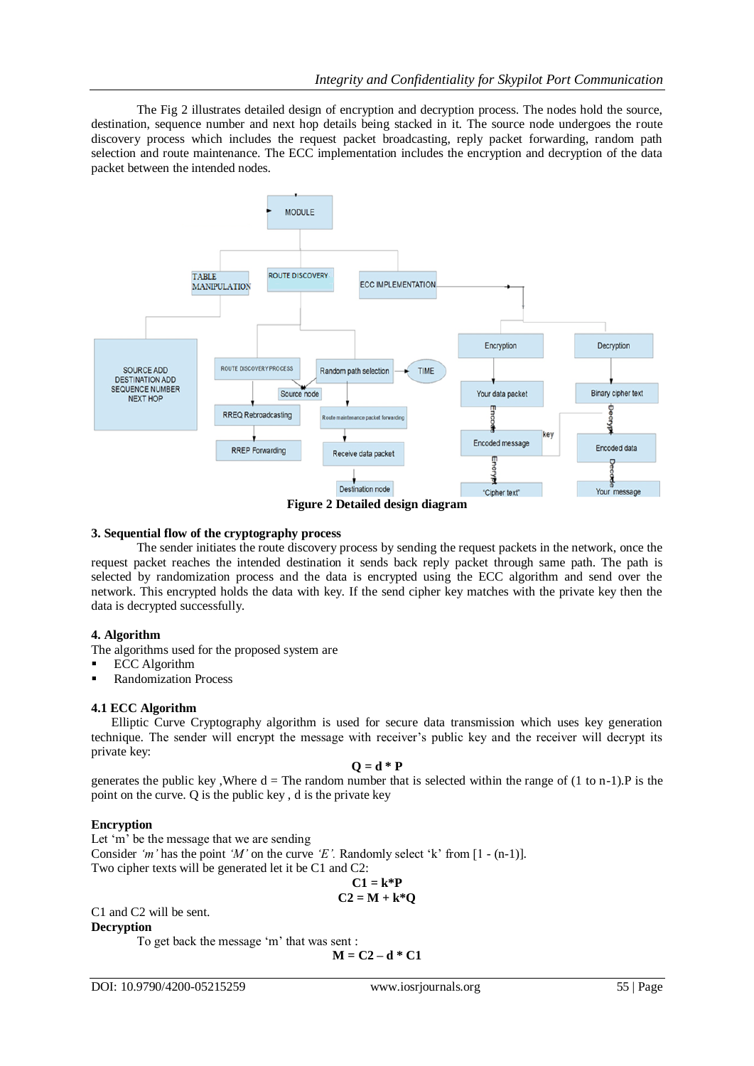The Fig 2 illustrates detailed design of encryption and decryption process. The nodes hold the source, destination, sequence number and next hop details being stacked in it. The source node undergoes the route discovery process which includes the request packet broadcasting, reply packet forwarding, random path selection and route maintenance. The ECC implementation includes the encryption and decryption of the data packet between the intended nodes.

**Figure 2 Detailed design diagram**

### 3. Sequential flow of the cryptography process

The sender initiates the route discovery process by sending the request packets in the network, once the request packet reaches the intended destination it sends back reply packet through same path. The path is selected by randomization process and the data is encrypted using the ECC algorithm and send over the network. This encrypted holds the data with key. If the send cipher key matches with the private key then the data is decrypted successfully.

### 4. Algorithm

The algorithms used for the proposed system are

- ECC Algorithm
- Randomization Process

### 4.1 ECC Algorithm

Elliptic Curve Cryptography algorithm is used for secure data transmission which uses key generation technique. The sender will encrypt the message with receiver's public key and the receiver will decrypt its private key:

$$Q = d * P$$

generates the public key ,Where d = The random number that is selected within the range of (1 to n-1).P is the point on the curve. Q is the public key , d is the private key

**Encryption**

Let 'm' be the message that we are sending

Consider *'m'* has the point *'M'* on the curve *'E'*. Randomly select 'k' from [1 - (n-1)].

Two cipher texts will be generated let it be C1 and C2:

$$C1 = k*P$$

$$C2 = M + k*Q$$

C1 and C2 will be sent.

**Decryption**

To get back the message 'm' that was sent :

$$M = C2 - d * C1$$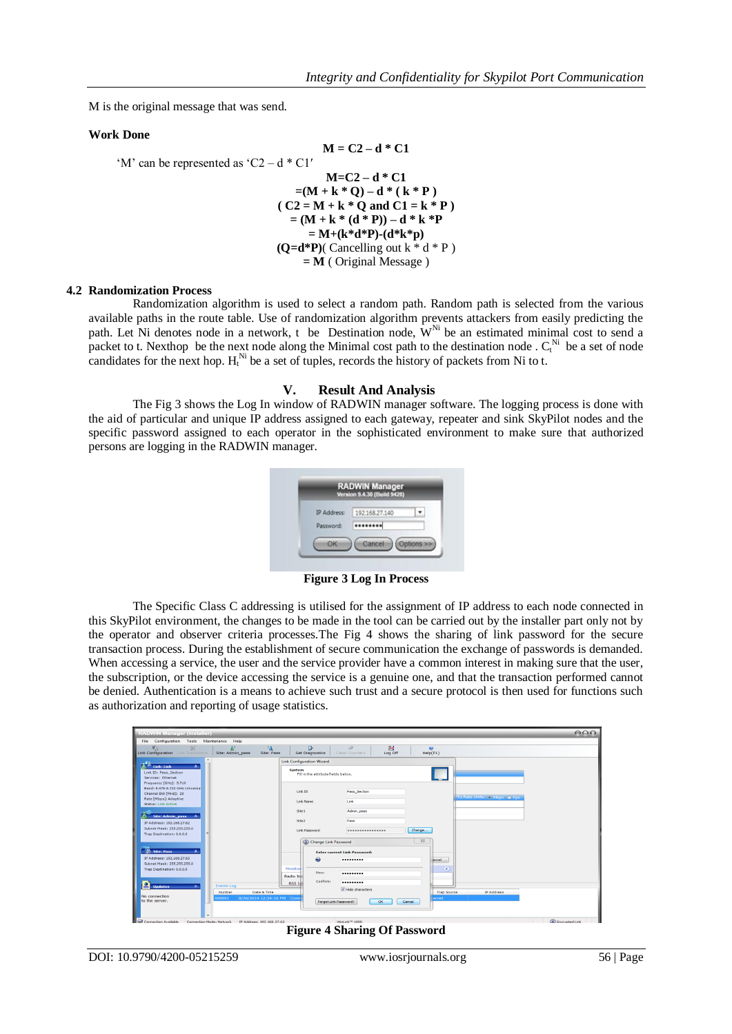M is the original message that was send.

**Work Done**

$$\mathbf{M = C2 - d * C1}$$

'M' can be represented as '$C2 - d * C1$'

$$\mathbf{M = C2 - d * C1}$$
$$\mathbf{=(M + k * Q) - d * ( k * P )}$$
$$\mathbf{( C2 = M + k * Q \text{ and } C1 = k * P )}$$
$$\mathbf{= (M + k * (d * P)) - d * k * P}$$
$$\mathbf{= M+(k*d*P)-(d*k*p)}$$
$$\mathbf{(Q=d*P)}\text{( Cancelling out } k * d * P \text{ )}$$
$$\mathbf{= M} \text{ ( Original Message )}$$

### 4.2 Randomization Process

Randomization algorithm is used to select a random path. Random path is selected from the various available paths in the route table. Use of randomization algorithm prevents attackers from easily predicting the path. Let Ni denotes node in a network, t be Destination node, $W^{Ni}$ be an estimated minimal cost to send a packet to t. Nexthop be the next node along the Minimal cost path to the destination node . $C_t^{Ni}$ be a set of node candidates for the next hop. $H_t^{Ni}$ be a set of tuples, records the history of packets from Ni to t.

## V. Result And Analysis

The Fig 3 shows the Log In window of RADWIN manager software. The logging process is done with the aid of particular and unique IP address assigned to each gateway, repeater and sink SkyPilot nodes and the specific password assigned to each operator in the sophisticated environment to make sure that authorized persons are logging in the RADWIN manager.

**Figure 3 Log In Process**

The Specific Class C addressing is utilised for the assignment of IP address to each node connected in this SkyPilot environment, the changes to be made in the tool can be carried out by the installer part only not by the operator and observer criteria processes.The Fig 4 shows the sharing of link password for the secure transaction process. During the establishment of secure communication the exchange of passwords is demanded. When accessing a service, the user and the service provider have a common interest in making sure that the user, the subscription, or the device accessing the service is a genuine one, and that the transaction performed cannot be denied. Authentication is a means to achieve such trust and a secure protocol is then used for functions such as authorization and reporting of usage statistics.

**Figure 4 Sharing Of Password**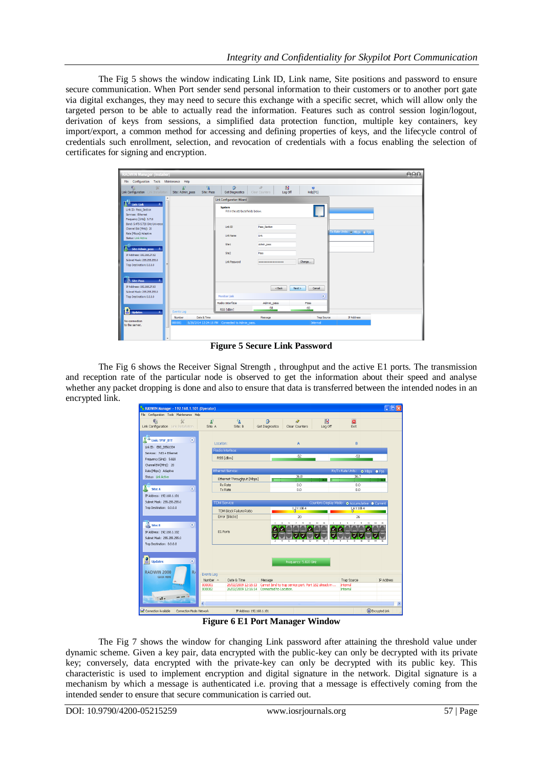The Fig 5 shows the window indicating Link ID, Link name, Site positions and password to ensure secure communication. When Port sender send personal information to their customers or to another port gate via digital exchanges, they may need to secure this exchange with a specific secret, which will allow only the targeted person to be able to actually read the information. Features such as control session login/logout, derivation of keys from sessions, a simplified data protection function, multiple key containers, key import/export, a common method for accessing and defining properties of keys, and the lifecycle control of credentials such enrollment, selection, and revocation of credentials with a focus enabling the selection of certificates for signing and encryption.

**Figure 5 Secure Link Password**

The Fig 6 shows the Receiver Signal Strength , throughput and the active E1 ports. The transmission and reception rate of the particular node is observed to get the information about their speed and analyse whether any packet dropping is done and also to ensure that data is transferred between the intended nodes in an encrypted link.

**Figure 6 E1 Port Manager Window**

The Fig 7 shows the window for changing Link password after attaining the threshold value under dynamic scheme. Given a key pair, data encrypted with the public-key can only be decrypted with its private key; conversely, data encrypted with the private-key can only be decrypted with its public key. This characteristic is used to implement encryption and digital signature in the network. Digital signature is a mechanism by which a message is authenticated i.e. proving that a message is effectively coming from the intended sender to ensure that secure communication is carried out.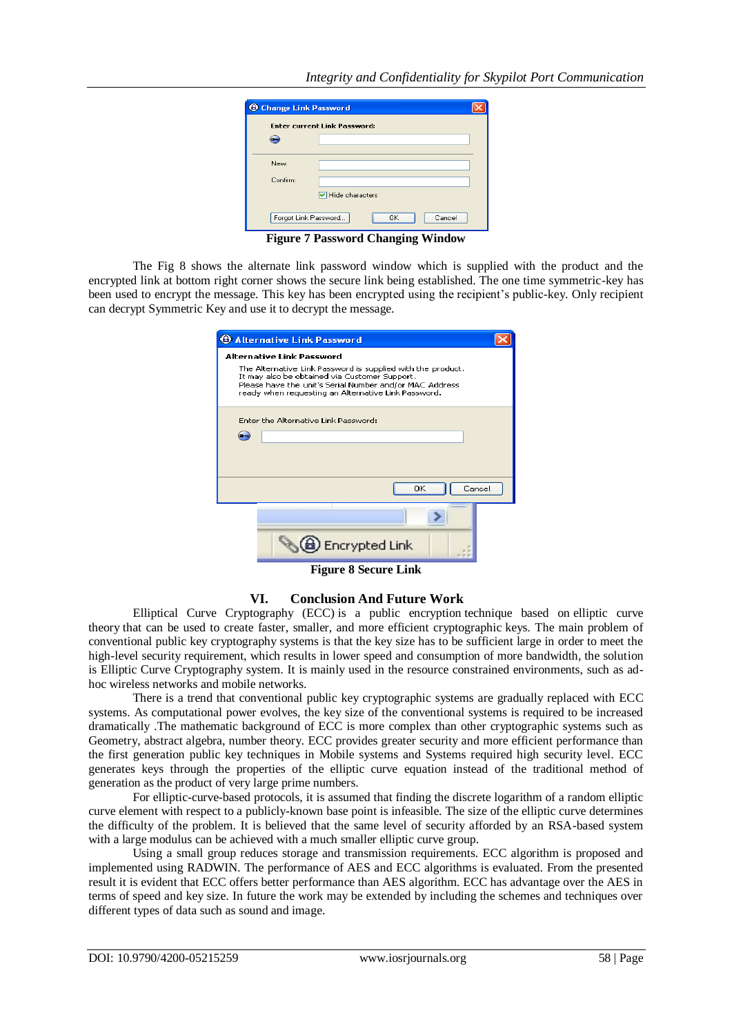Figure 7 Password Changing Window

The Fig 8 shows the alternate link password window which is supplied with the product and the encrypted link at bottom right corner shows the secure link being established. The one time symmetric-key has been used to encrypt the message. This key has been encrypted using the recipient's public-key. Only recipient can decrypt Symmetric Key and use it to decrypt the message.

Figure 8 Secure Link

## VI. Conclusion And Future Work

Elliptical Curve Cryptography (ECC) is a public encryption technique based on elliptic curve theory that can be used to create faster, smaller, and more efficient cryptographic keys. The main problem of conventional public key cryptography systems is that the key size has to be sufficient large in order to meet the high-level security requirement, which results in lower speed and consumption of more bandwidth, the solution is Elliptic Curve Cryptography system. It is mainly used in the resource constrained environments, such as ad-hoc wireless networks and mobile networks.

There is a trend that conventional public key cryptographic systems are gradually replaced with ECC systems. As computational power evolves, the key size of the conventional systems is required to be increased dramatically .The mathematic background of ECC is more complex than other cryptographic systems such as Geometry, abstract algebra, number theory. ECC provides greater security and more efficient performance than the first generation public key techniques in Mobile systems and Systems required high security level. ECC generates keys through the properties of the elliptic curve equation instead of the traditional method of generation as the product of very large prime numbers.

For elliptic-curve-based protocols, it is assumed that finding the discrete logarithm of a random elliptic curve element with respect to a publicly-known base point is infeasible. The size of the elliptic curve determines the difficulty of the problem. It is believed that the same level of security afforded by an RSA-based system with a large modulus can be achieved with a much smaller elliptic curve group.

Using a small group reduces storage and transmission requirements. ECC algorithm is proposed and implemented using RADWIN. The performance of AES and ECC algorithms is evaluated. From the presented result it is evident that ECC offers better performance than AES algorithm. ECC has advantage over the AES in terms of speed and key size. In future the work may be extended by including the schemes and techniques over different types of data such as sound and image.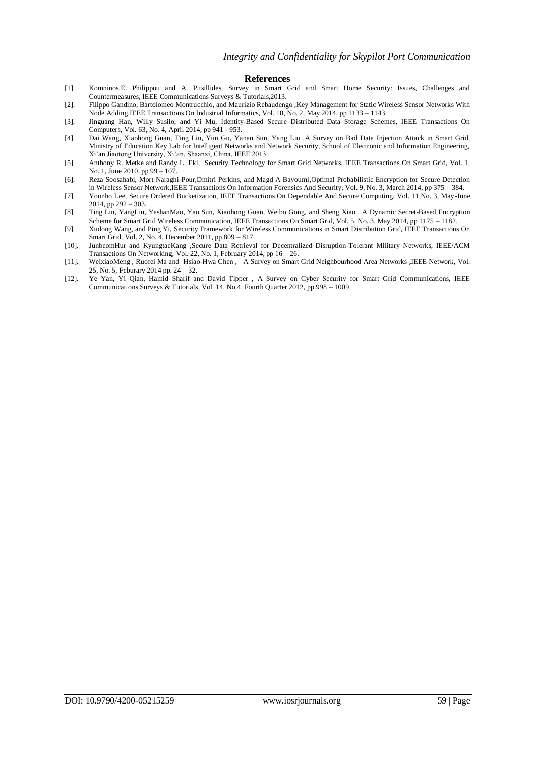## References

[1]. Komninos,E. Philippou and A. Pitsillides, Survey in Smart Grid and Smart Home Security: Issues, Challenges and Countermeasures, IEEE Communications Surveys & Tutorials,2013.

[2]. Filippo Gandino, Bartolomeo Montrucchio, and Maurizio Rebaudengo ,Key Management for Static Wireless Sensor Networks With Node Adding,IEEE Transactions On Industrial Informatics, Vol. 10, No. 2, May 2014, pp 1133 – 1143.

[3]. Jinguang Han, Willy Susilo, and Yi Mu, Identity-Based Secure Distributed Data Storage Schemes, IEEE Transactions On Computers, Vol. 63, No. 4, April 2014, pp 941 - 953.

[4]. Dai Wang, Xiaohong Guan, Ting Liu, Yun Gu, Yanan Sun, Yang Liu ,A Survey on Bad Data Injection Attack in Smart Grid, Ministry of Education Key Lab for Intelligent Networks and Network Security, School of Electronic and Information Engineering, Xi'an Jiaotong University, Xi'an, Shaanxi, China, IEEE 2013.

[5]. Anthony R. Metke and Randy L. Ekl, Security Technology for Smart Grid Networks, IEEE Transactions On Smart Grid, Vol. 1, No. 1, June 2010, pp 99 – 107.

[6]. Reza Soosahabi, Mort Naraghi-Pour,Dmitri Perkins, and Magd A Bayoumi,Optimal Probabilistic Encryption for Secure Detection in Wireless Sensor Network,IEEE Transactions On Information Forensics And Security, Vol. 9, No. 3, March 2014, pp 375 – 384.

[7]. Younho Lee, Secure Ordered Bucketization, IEEE Transactions On Dependable And Secure Computing, Vol. 11,No. 3, May-June 2014, pp 292 – 303.

[8]. Ting Liu, YangLiu, YashanMao, Yao Sun, Xiaohong Guan, Weibo Gong, and Sheng Xiao , A Dynamic Secret-Based Encryption Scheme for Smart Grid Wireless Communication, IEEE Transactions On Smart Grid, Vol. 5, No. 3, May 2014, pp 1175 – 1182.

[9]. Xudong Wang, and Ping Yi, Security Framework for Wireless Communications in Smart Distribution Grid, IEEE Transactions On Smart Grid, Vol. 2, No. 4, December 2011, pp 809 – 817.

[10]. JunbeomHur and KyungtaeKang ,Secure Data Retrieval for Decentralized Disruption-Tolerant Military Networks, IEEE/ACM Transactions On Networking, Vol. 22, No. 1, February 2014, pp 16 – 26.

[11]. WeixiaoMeng , Ruofei Ma and Hsiao-Hwa Chen , A Survey on Smart Grid Neighbourhood Area Networks ,IEEE Network, Vol. 25, No. 5, Feburary 2014 pp. 24 – 32.

[12]. Ye Yan, Yi Qian, Hamid Sharif and David Tipper , A Survey on Cyber Security for Smart Grid Communications, IEEE Communications Surveys & Tutorials, Vol. 14, No.4, Fourth Quarter 2012, pp 998 – 1009.